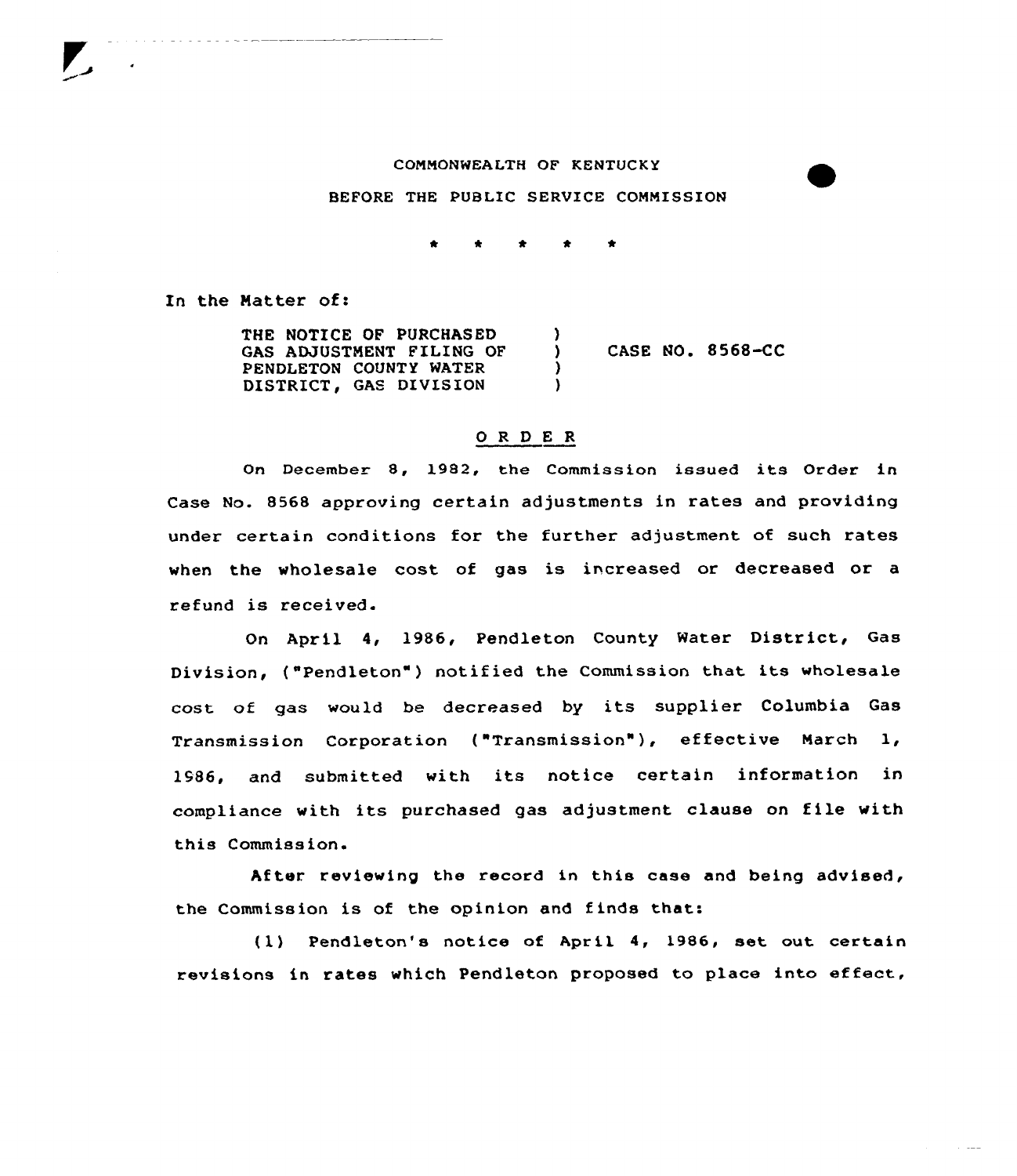COMMONWEALTH OF KENTUCKY

BEFORE THE PUBLIC SERVICE COMMISSION

\* \* \* \* \*

In the Matter of:

| | | |
|---|---|---|
| THE NOTICE OF PURCHASED GAS ADJUSTMENT FILING OF PENDLETON COUNTY WATER DISTRICT, GAS DIVISION | ) ) ) ) | CASE NO. 8568-CC |

## O R D E R

On December 8, 1982, the Commission issued its Order in Case No. 8568 approving certain adjustments in rates and providing under certain conditions for the further adjustment of such rates when the wholesale cost of gas is increased or decreased or a refund is received.

On April 4, 1986, Pendleton County Water District, Gas Division, ("Pendleton") notified the Commission that its wholesale cost of gas would be decreased by its supplier Columbia Gas Transmission Corporation ("Transmission"), effective March 1, 1986, and submitted with its notice certain information in compliance with its purchased gas adjustment clause on file with this Commission.

After reviewing the record in this case and being advised, the Commission is of the opinion and finds that:

(1) Pendleton's notice of April 4, 1986, set out certain revisions in rates which Pendleton proposed to place into effect,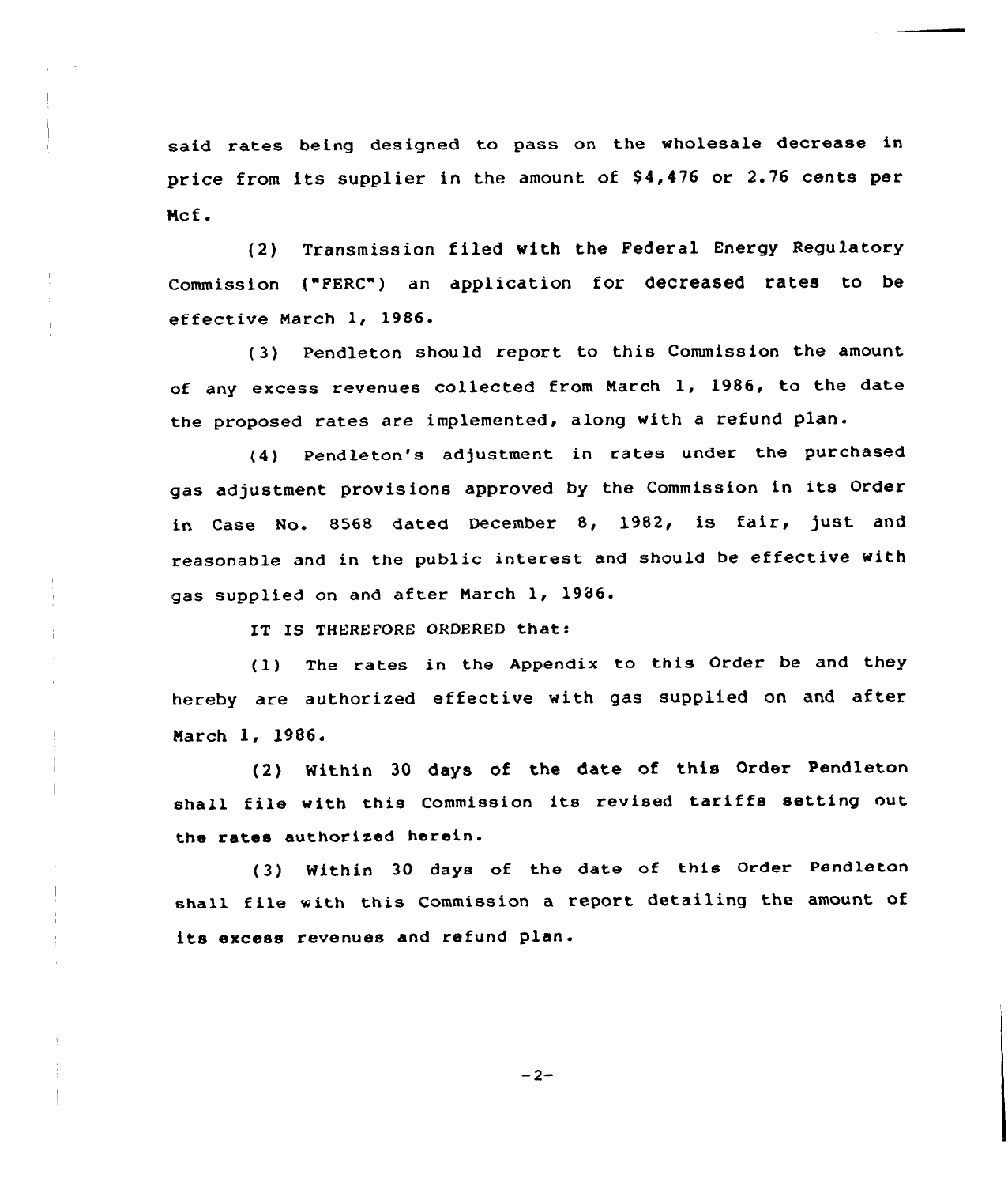said rates being designed to pass on the wholesale decrease in price from its supplier in the amount of $4,476 or 2.76 cents per Mcf.

(2) Transmission filed with the Federal Energy Regulatory Commission ("FERC") an application for decreased rates to be effective March 1, 1986.

(3) Pendleton should report to this Commission the amount of any excess revenues collected from March 1, 1986, to the date the proposed rates are implemented, along with a refund plan.

(4) Pendleton's adjustment in rates under the purchased gas adjustment provisions approved by the Commission in its Order in Case No. 8568 dated December 8, 1982, is fair, just and reasonable and in the public interest and should be effective with gas supplied on and after March 1, 1986.

IT IS THEREFORE ORDERED that:

(1) The rates in the Appendix to this Order be and they hereby are authorized effective with gas supplied on and after March 1, 1986.

(2) Within 30 days of the date of this Order Pendleton shall file with this Commission its revised tariffs setting out the rates authorized herein.

(3) Within 30 days of the date of this Order Pendleton shall file with this Commission a report detailing the amount of its excess revenues and refund plan.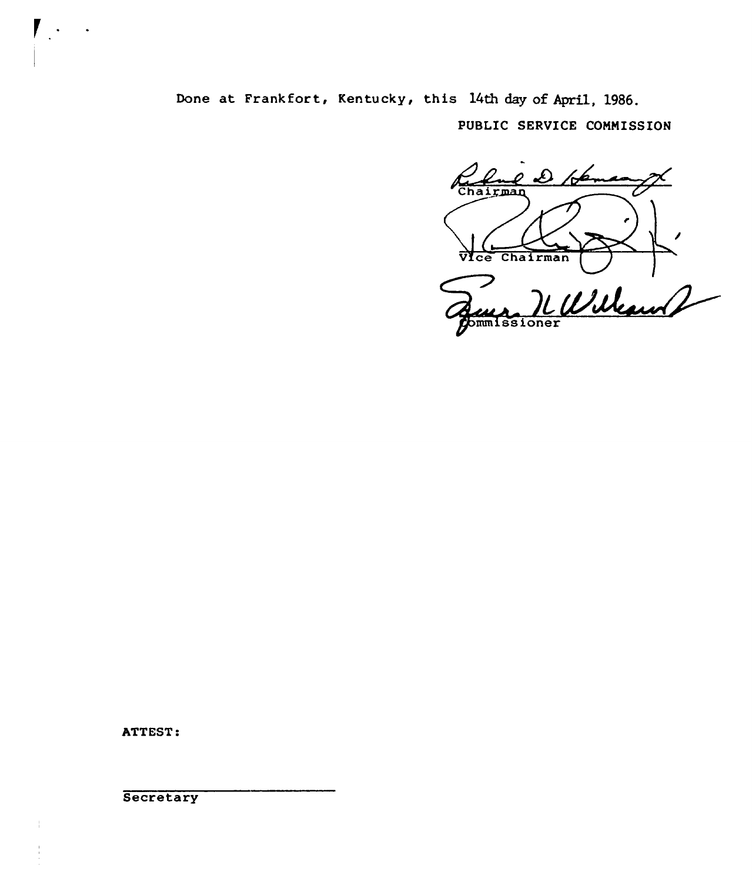Done at Frankfort, Kentucky, this 14th day of April, 1986.

PUBLIC SERVICE COMMISSION

Chairman

Vice Chairman

Commissioner

ATTEST:

Secretary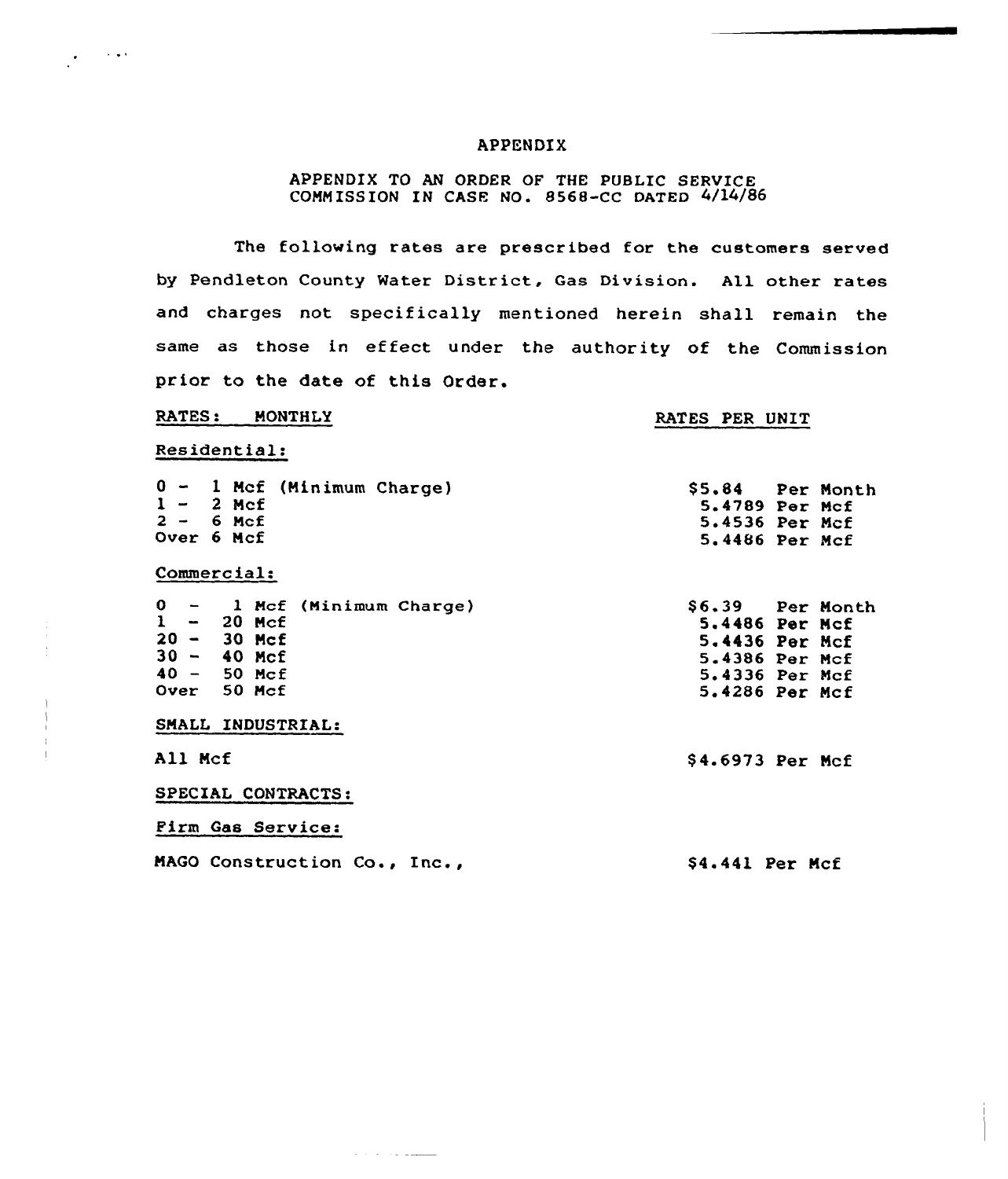# APPENDIX

APPENDIX TO AN ORDER OF THE PUBLIC SERVICE COMMISSION IN CASE NO. 8568-CC DATED 4/14/86

The following rates are prescribed for the customers served by Pendleton County Water District, Gas Division. All other rates and charges not specifically mentioned herein shall remain the same as those in effect under the authority of the Commission prior to the date of this Order.

| RATES: MONTHLY | RATES PER UNIT |
|---|---|
| **Residential:** | |
| 0 - 1 Mcf (Minimum Charge) | $5.84 Per Month |
| 1 - 2 Mcf | 5.4789 Per Mcf |
| 2 - 6 Mcf | 5.4536 Per Mcf |
| Over 6 Mcf | 5.4486 Per Mcf |
| **Commercial:** | |
| 0 - 1 Mcf (Minimum Charge) | $6.39 Per Month |
| 1 - 20 Mcf | 5.4486 Per Mcf |
| 20 - 30 Mcf | 5.4436 Per Mcf |
| 30 - 40 Mcf | 5.4386 Per Mcf |
| 40 - 50 Mcf | 5.4336 Per Mcf |
| Over 50 Mcf | 5.4286 Per Mcf |
| **SMALL INDUSTRIAL:** | |
| All Mcf | $4.6973 Per Mcf |
| **SPECIAL CONTRACTS:** | |
| **Firm Gas Service:** | |
| MAGO Construction Co., Inc., | $4.441 Per Mcf |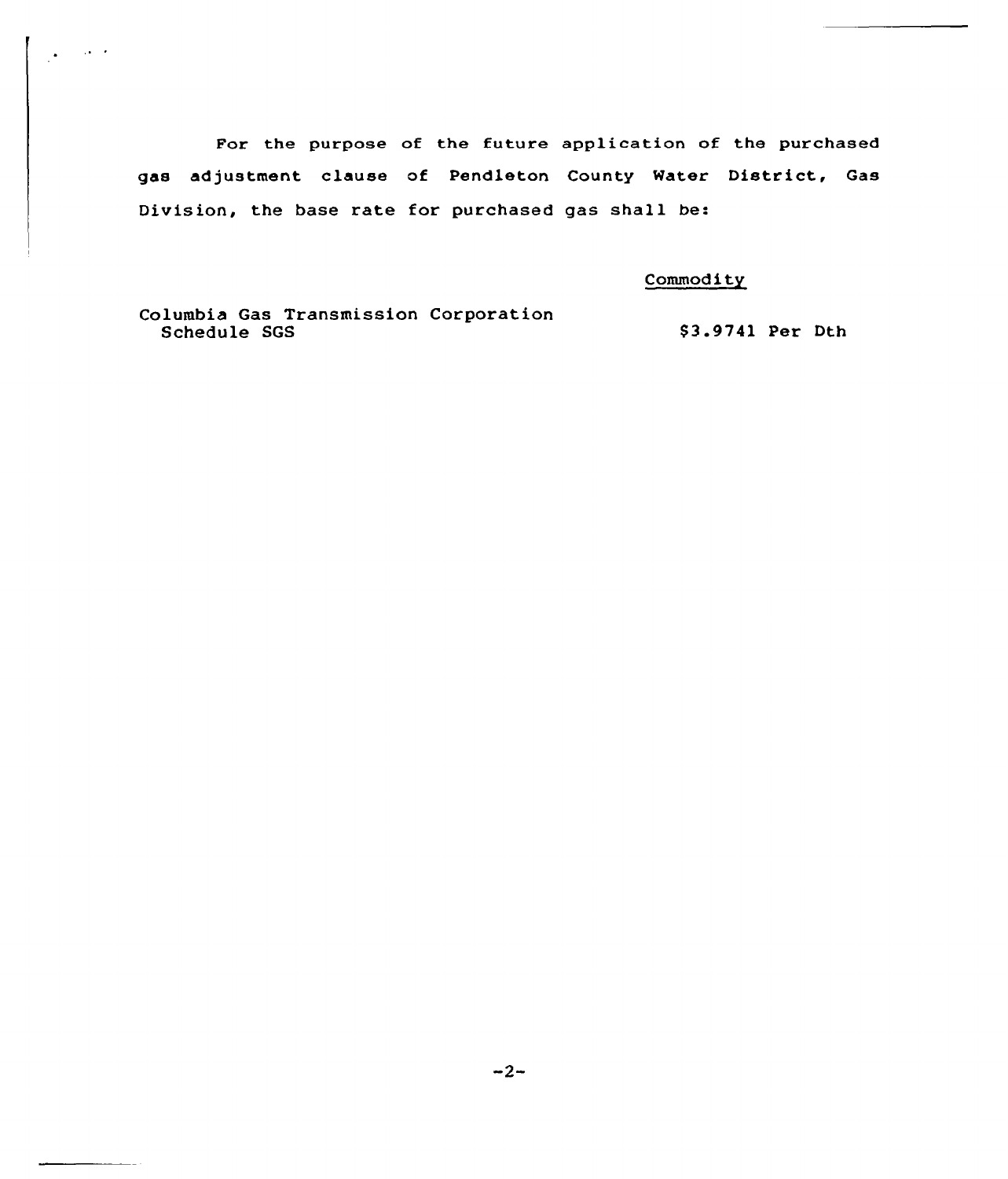For the purpose of the future application of the purchased gas adjustment clause of Pendleton County Water District, Gas Division, the base rate for purchased gas shall be:

| | Commodity |
|---|---|
| Columbia Gas Transmission Corporation Schedule SGS | $3.9741 Per Dth |